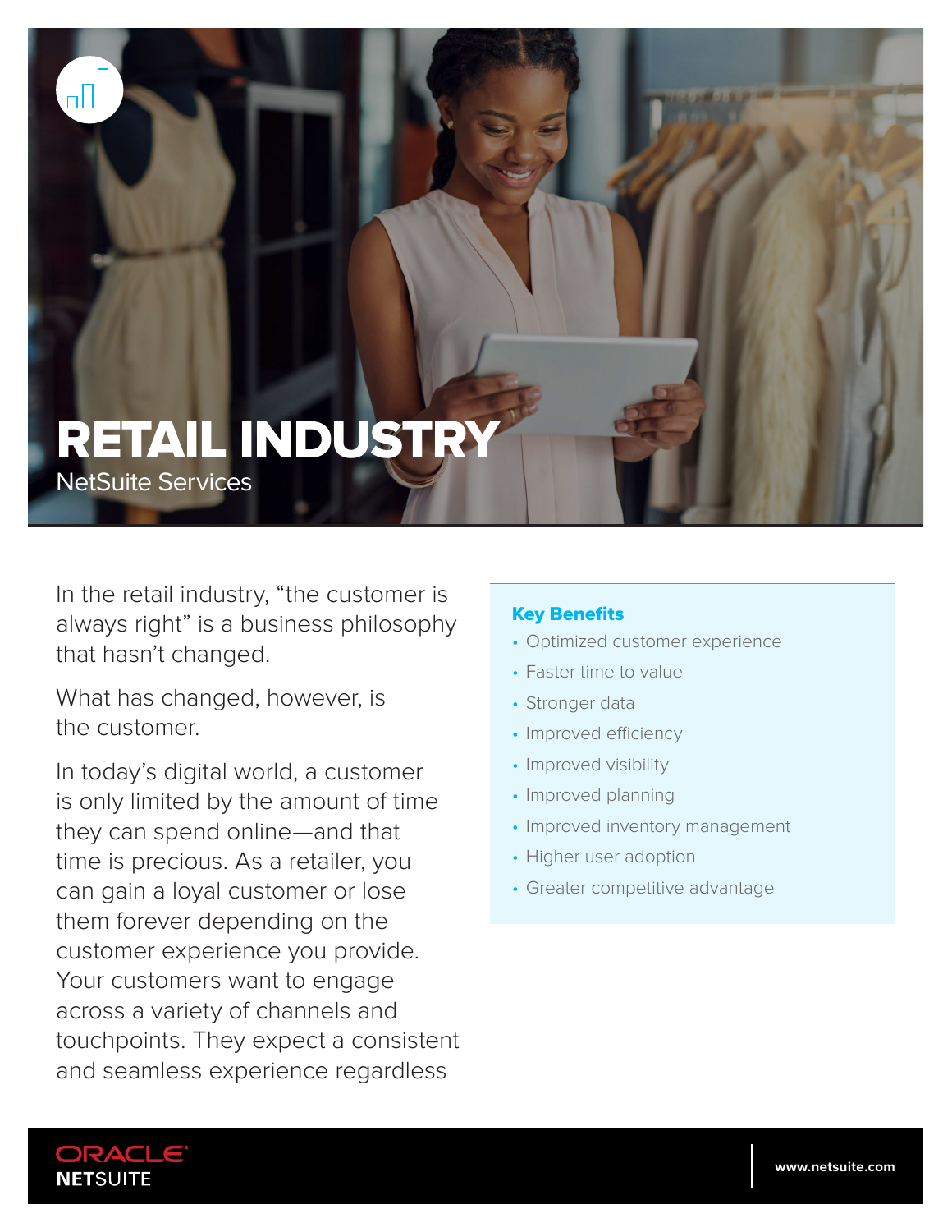# RETAIL INDUSTRY

## NetSuite Services

In the retail industry, "the customer is always right" is a business philosophy that hasn't changed.

What has changed, however, is the customer.

In today's digital world, a customer is only limited by the amount of time they can spend online—and that time is precious. As a retailer, you can gain a loyal customer or lose them forever depending on the customer experience you provide. Your customers want to engage across a variety of channels and touchpoints. They expect a consistent and seamless experience regardless

### Key Benefits

- Optimized customer experience
- Faster time to value
- Stronger data
- Improved efficiency
- Improved visibility
- Improved planning
- Improved inventory management
- Higher user adoption
- Greater competitive advantage

ORACLE NETSUITE

www.netsuite.com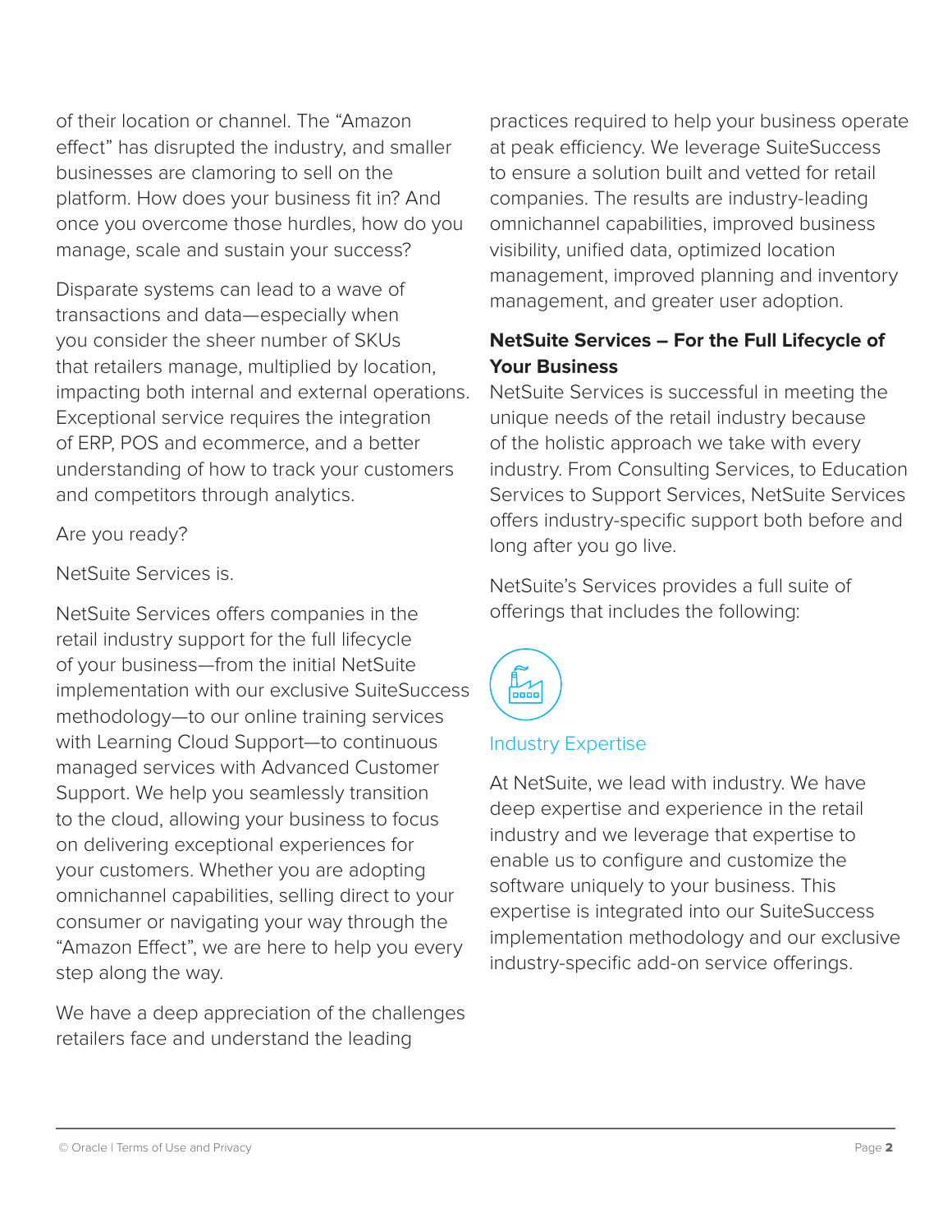of their location or channel. The "Amazon effect" has disrupted the industry, and smaller businesses are clamoring to sell on the platform. How does your business fit in? And once you overcome those hurdles, how do you manage, scale and sustain your success?

Disparate systems can lead to a wave of transactions and data—especially when you consider the sheer number of SKUs that retailers manage, multiplied by location, impacting both internal and external operations. Exceptional service requires the integration of ERP, POS and ecommerce, and a better understanding of how to track your customers and competitors through analytics.

Are you ready?

NetSuite Services is.

NetSuite Services offers companies in the retail industry support for the full lifecycle of your business—from the initial NetSuite implementation with our exclusive SuiteSuccess methodology—to our online training services with Learning Cloud Support—to continuous managed services with Advanced Customer Support. We help you seamlessly transition to the cloud, allowing your business to focus on delivering exceptional experiences for your customers. Whether you are adopting omnichannel capabilities, selling direct to your consumer or navigating your way through the "Amazon Effect", we are here to help you every step along the way.

We have a deep appreciation of the challenges retailers face and understand the leading practices required to help your business operate at peak efficiency. We leverage SuiteSuccess to ensure a solution built and vetted for retail companies. The results are industry-leading omnichannel capabilities, improved business visibility, unified data, optimized location management, improved planning and inventory management, and greater user adoption.

**NetSuite Services – For the Full Lifecycle of Your Business**

NetSuite Services is successful in meeting the unique needs of the retail industry because of the holistic approach we take with every industry. From Consulting Services, to Education Services to Support Services, NetSuite Services offers industry-specific support both before and long after you go live.

NetSuite's Services provides a full suite of offerings that includes the following:

### Industry Expertise

At NetSuite, we lead with industry. We have deep expertise and experience in the retail industry and we leverage that expertise to enable us to configure and customize the software uniquely to your business. This expertise is integrated into our SuiteSuccess implementation methodology and our exclusive industry-specific add-on service offerings.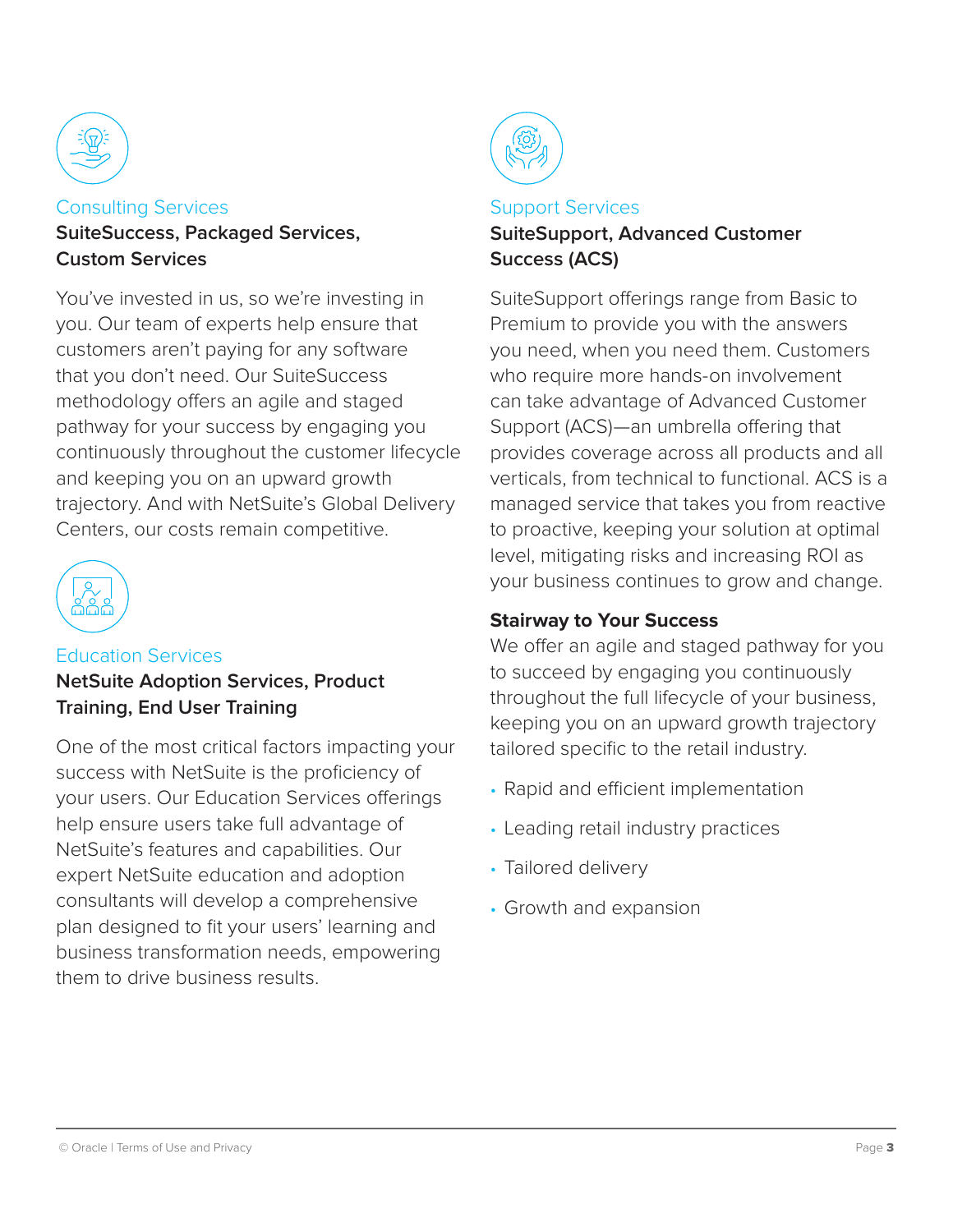## Consulting Services

**SuiteSuccess, Packaged Services, Custom Services**

You've invested in us, so we're investing in you. Our team of experts help ensure that customers aren't paying for any software that you don't need. Our SuiteSuccess methodology offers an agile and staged pathway for your success by engaging you continuously throughout the customer lifecycle and keeping you on an upward growth trajectory. And with NetSuite's Global Delivery Centers, our costs remain competitive.

## Education Services

**NetSuite Adoption Services, Product Training, End User Training**

One of the most critical factors impacting your success with NetSuite is the proficiency of your users. Our Education Services offerings help ensure users take full advantage of NetSuite's features and capabilities. Our expert NetSuite education and adoption consultants will develop a comprehensive plan designed to fit your users' learning and business transformation needs, empowering them to drive business results.

## Support Services

**SuiteSupport, Advanced Customer Success (ACS)**

SuiteSupport offerings range from Basic to Premium to provide you with the answers you need, when you need them. Customers who require more hands-on involvement can take advantage of Advanced Customer Support (ACS)—an umbrella offering that provides coverage across all products and all verticals, from technical to functional. ACS is a managed service that takes you from reactive to proactive, keeping your solution at optimal level, mitigating risks and increasing ROI as your business continues to grow and change.

### Stairway to Your Success

We offer an agile and staged pathway for you to succeed by engaging you continuously throughout the full lifecycle of your business, keeping you on an upward growth trajectory tailored specific to the retail industry.

- Rapid and efficient implementation
- Leading retail industry practices
- Tailored delivery
- Growth and expansion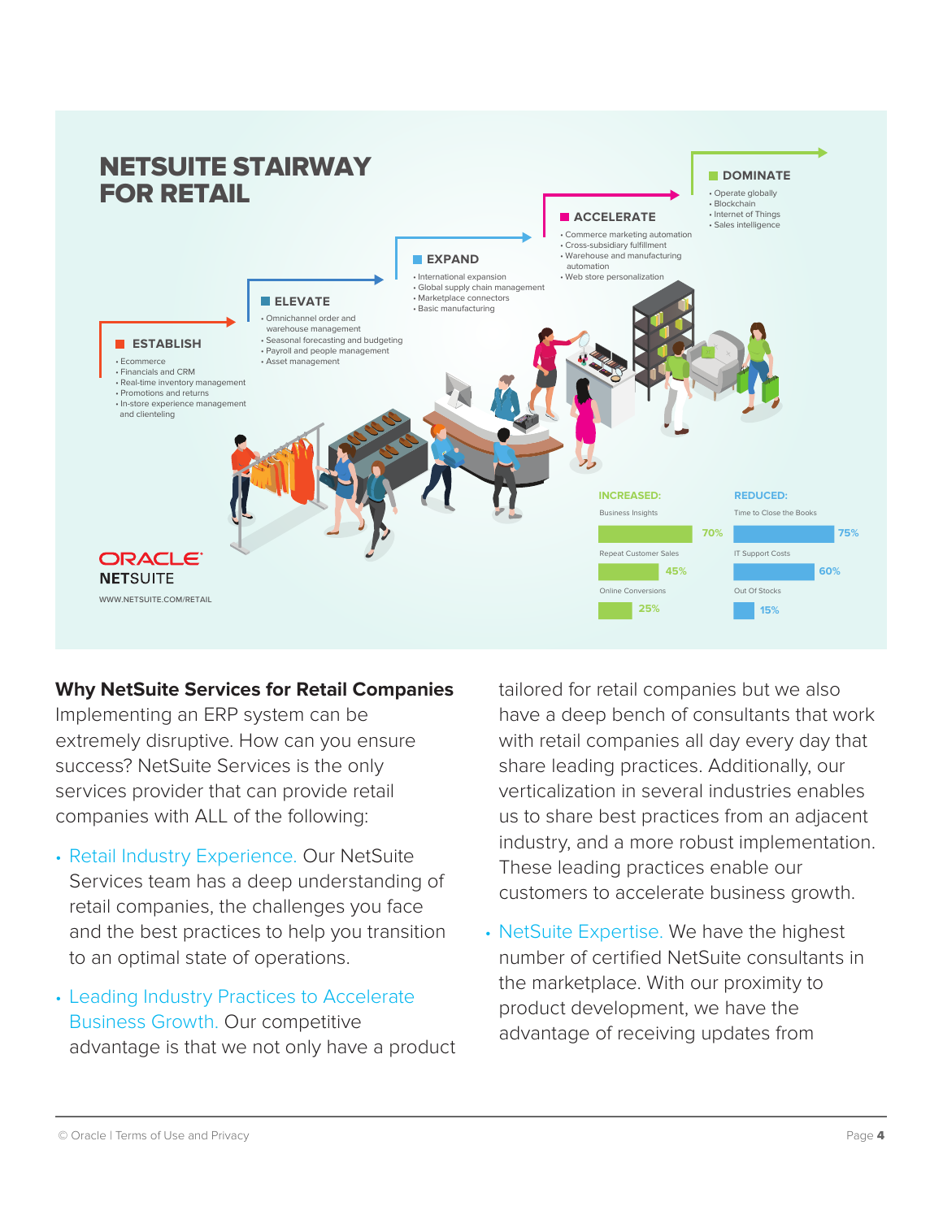# NETSUITE STAIRWAY FOR RETAIL

## ESTABLISH

- Ecommerce
- Financials and CRM
- Real-time inventory management
- Promotions and returns
- In-store experience management and clienteling

## ELEVATE

- Omnichannel order and warehouse management
- Seasonal forecasting and budgeting
- Payroll and people management
- Asset management

## EXPAND

- International expansion
- Global supply chain management
- Marketplace connectors
- Basic manufacturing

## ACCELERATE

- Commerce marketing automation
- Cross-subsidiary fulfillment
- Warehouse and manufacturing automation
- Web store personalization

## DOMINATE

- Operate globally
- Blockchain
- Internet of Things
- Sales intelligence

**INCREASED:**

| Metric | Value |
| --- | --- |
| Business Insights | 70% |
| Repeat Customer Sales | 45% |
| Online Conversions | 25% |

**REDUCED:**

| Metric | Value |
| --- | --- |
| Time to Close the Books | 75% |
| IT Support Costs | 60% |
| Out Of Stocks | 15% |

ORACLE NETSUITE

WWW.NETSUITE.COM/RETAIL

**Why NetSuite Services for Retail Companies**

Implementing an ERP system can be extremely disruptive. How can you ensure success? NetSuite Services is the only services provider that can provide retail companies with ALL of the following:

- Retail Industry Experience. Our NetSuite Services team has a deep understanding of retail companies, the challenges you face and the best practices to help you transition to an optimal state of operations.
- Leading Industry Practices to Accelerate Business Growth. Our competitive advantage is that we not only have a product tailored for retail companies but we also have a deep bench of consultants that work with retail companies all day every day that share leading practices. Additionally, our verticalization in several industries enables us to share best practices from an adjacent industry, and a more robust implementation. These leading practices enable our customers to accelerate business growth.
- NetSuite Expertise. We have the highest number of certified NetSuite consultants in the marketplace. With our proximity to product development, we have the advantage of receiving updates from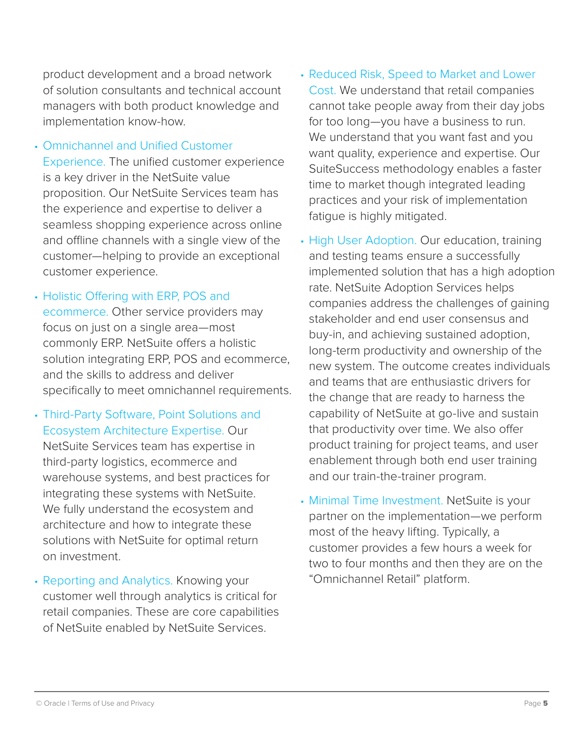product development and a broad network of solution consultants and technical account managers with both product knowledge and implementation know-how.

- Omnichannel and Unified Customer Experience. The unified customer experience is a key driver in the NetSuite value proposition. Our NetSuite Services team has the experience and expertise to deliver a seamless shopping experience across online and offline channels with a single view of the customer—helping to provide an exceptional customer experience.
- Holistic Offering with ERP, POS and ecommerce. Other service providers may focus on just on a single area—most commonly ERP. NetSuite offers a holistic solution integrating ERP, POS and ecommerce, and the skills to address and deliver specifically to meet omnichannel requirements.
- Third-Party Software, Point Solutions and Ecosystem Architecture Expertise. Our NetSuite Services team has expertise in third-party logistics, ecommerce and warehouse systems, and best practices for integrating these systems with NetSuite. We fully understand the ecosystem and architecture and how to integrate these solutions with NetSuite for optimal return on investment.
- Reporting and Analytics. Knowing your customer well through analytics is critical for retail companies. These are core capabilities of NetSuite enabled by NetSuite Services.
- Reduced Risk, Speed to Market and Lower Cost. We understand that retail companies cannot take people away from their day jobs for too long—you have a business to run. We understand that you want fast and you want quality, experience and expertise. Our SuiteSuccess methodology enables a faster time to market though integrated leading practices and your risk of implementation fatigue is highly mitigated.
- High User Adoption. Our education, training and testing teams ensure a successfully implemented solution that has a high adoption rate. NetSuite Adoption Services helps companies address the challenges of gaining stakeholder and end user consensus and buy-in, and achieving sustained adoption, long-term productivity and ownership of the new system. The outcome creates individuals and teams that are enthusiastic drivers for the change that are ready to harness the capability of NetSuite at go-live and sustain that productivity over time. We also offer product training for project teams, and user enablement through both end user training and our train-the-trainer program.
- Minimal Time Investment. NetSuite is your partner on the implementation—we perform most of the heavy lifting. Typically, a customer provides a few hours a week for two to four months and then they are on the "Omnichannel Retail" platform.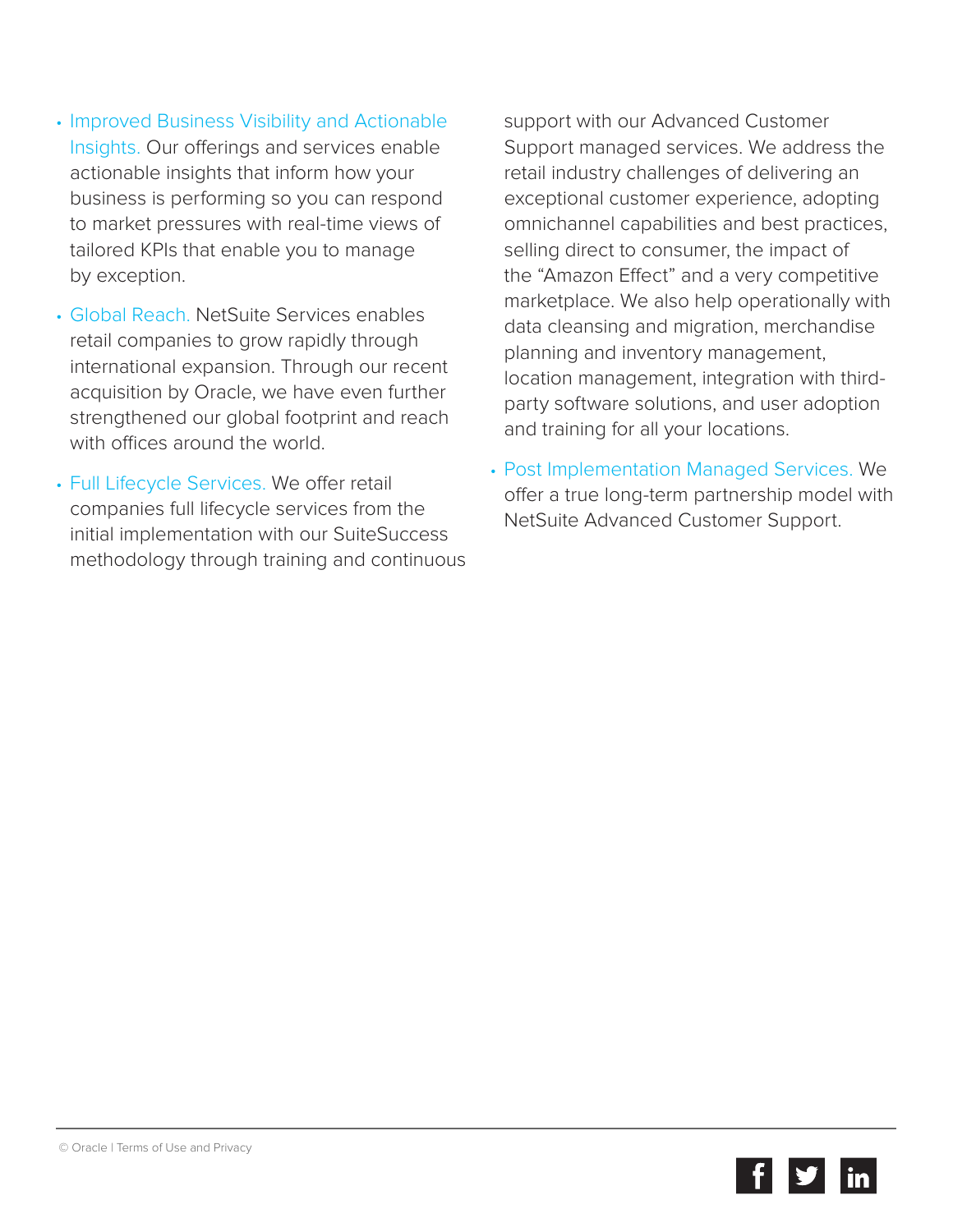- **Improved Business Visibility and Actionable Insights.** Our offerings and services enable actionable insights that inform how your business is performing so you can respond to market pressures with real-time views of tailored KPIs that enable you to manage by exception.
- **Global Reach.** NetSuite Services enables retail companies to grow rapidly through international expansion. Through our recent acquisition by Oracle, we have even further strengthened our global footprint and reach with offices around the world.
- **Full Lifecycle Services.** We offer retail companies full lifecycle services from the initial implementation with our SuiteSuccess methodology through training and continuous support with our Advanced Customer Support managed services. We address the retail industry challenges of delivering an exceptional customer experience, adopting omnichannel capabilities and best practices, selling direct to consumer, the impact of the "Amazon Effect" and a very competitive marketplace. We also help operationally with data cleansing and migration, merchandise planning and inventory management, location management, integration with third-party software solutions, and user adoption and training for all your locations.
- **Post Implementation Managed Services.** We offer a true long-term partnership model with NetSuite Advanced Customer Support.

© Oracle | Terms of Use and Privacy